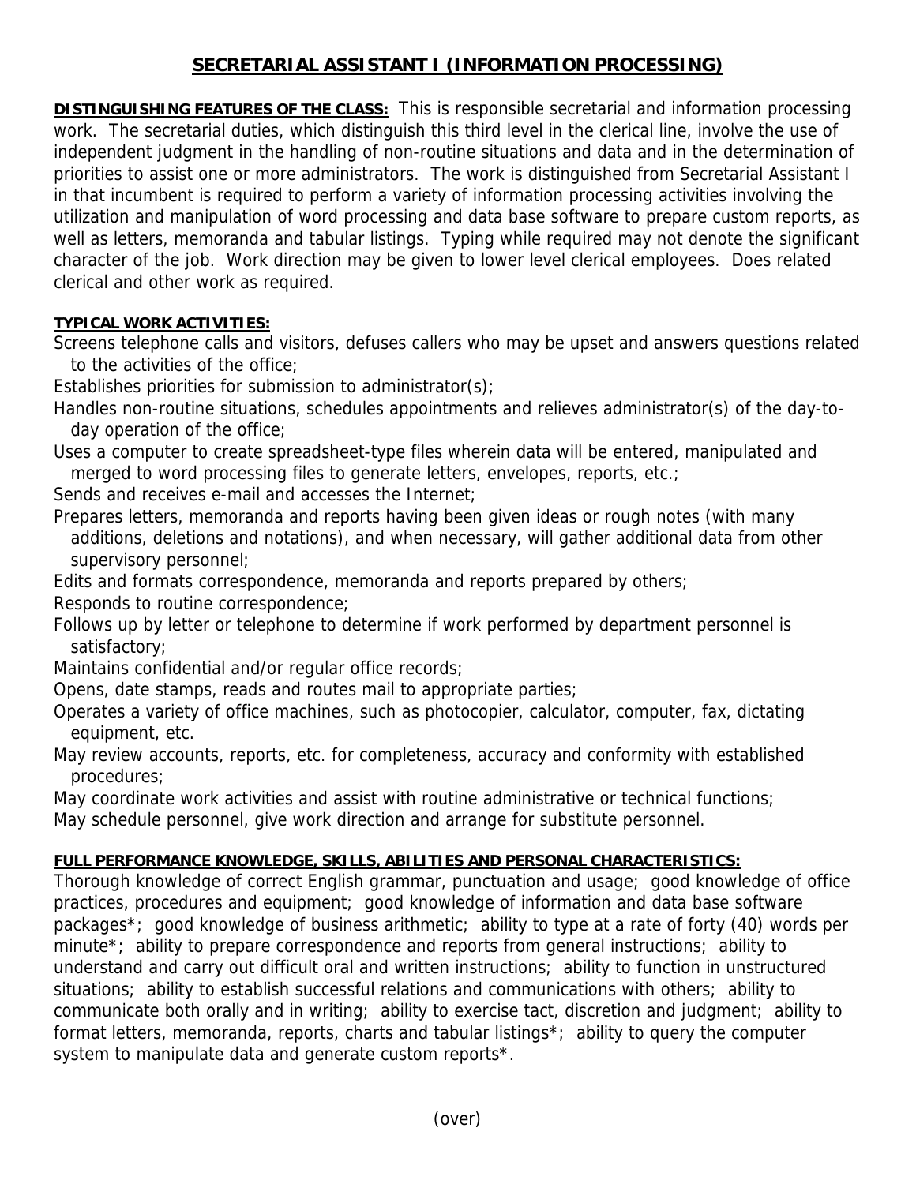# SECRETARIAL ASSISTANT I (INFORMATION PROCESSING)

**DISTINGUISHING FEATURES OF THE CLASS:** This is responsible secretarial and information processing work. The secretarial duties, which distinguish this third level in the clerical line, involve the use of independent judgment in the handling of non-routine situations and data and in the determination of priorities to assist one or more administrators. The work is distinguished from Secretarial Assistant I in that incumbent is required to perform a variety of information processing activities involving the utilization and manipulation of word processing and data base software to prepare custom reports, as well as letters, memoranda and tabular listings. Typing while required may not denote the significant character of the job. Work direction may be given to lower level clerical employees. Does related clerical and other work as required.

**TYPICAL WORK ACTIVITIES:**

Screens telephone calls and visitors, defuses callers who may be upset and answers questions related to the activities of the office;

Establishes priorities for submission to administrator(s);

Handles non-routine situations, schedules appointments and relieves administrator(s) of the day-to-day operation of the office;

Uses a computer to create spreadsheet-type files wherein data will be entered, manipulated and merged to word processing files to generate letters, envelopes, reports, etc.;

Sends and receives e-mail and accesses the Internet;

Prepares letters, memoranda and reports having been given ideas or rough notes (with many additions, deletions and notations), and when necessary, will gather additional data from other supervisory personnel;

Edits and formats correspondence, memoranda and reports prepared by others;

Responds to routine correspondence;

Follows up by letter or telephone to determine if work performed by department personnel is satisfactory;

Maintains confidential and/or regular office records;

Opens, date stamps, reads and routes mail to appropriate parties;

Operates a variety of office machines, such as photocopier, calculator, computer, fax, dictating equipment, etc.

May review accounts, reports, etc. for completeness, accuracy and conformity with established procedures;

May coordinate work activities and assist with routine administrative or technical functions;

May schedule personnel, give work direction and arrange for substitute personnel.

**FULL PERFORMANCE KNOWLEDGE, SKILLS, ABILITIES AND PERSONAL CHARACTERISTICS:**

Thorough knowledge of correct English grammar, punctuation and usage; good knowledge of office practices, procedures and equipment; good knowledge of information and data base software packages*; good knowledge of business arithmetic; ability to type at a rate of forty (40) words per minute*; ability to prepare correspondence and reports from general instructions; ability to understand and carry out difficult oral and written instructions; ability to function in unstructured situations; ability to establish successful relations and communications with others; ability to communicate both orally and in writing; ability to exercise tact, discretion and judgment; ability to format letters, memoranda, reports, charts and tabular listings*; ability to query the computer system to manipulate data and generate custom reports*.

(over)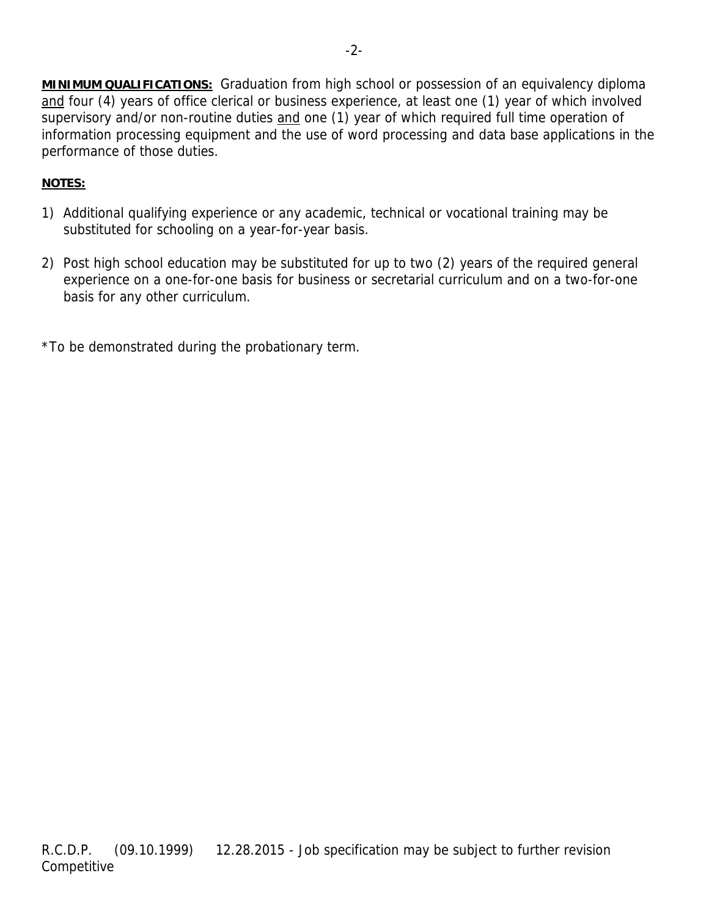**MINIMUM QUALIFICATIONS:** Graduation from high school or possession of an equivalency diploma and four (4) years of office clerical or business experience, at least one (1) year of which involved supervisory and/or non-routine duties and one (1) year of which required full time operation of information processing equipment and the use of word processing and data base applications in the performance of those duties.

**NOTES:**

1) Additional qualifying experience or any academic, technical or vocational training may be substituted for schooling on a year-for-year basis.

2) Post high school education may be substituted for up to two (2) years of the required general experience on a one-for-one basis for business or secretarial curriculum and on a two-for-one basis for any other curriculum.

*To be demonstrated during the probationary term.

R.C.D.P. (09.10.1999) 12.28.2015 - Job specification may be subject to further revision
Competitive